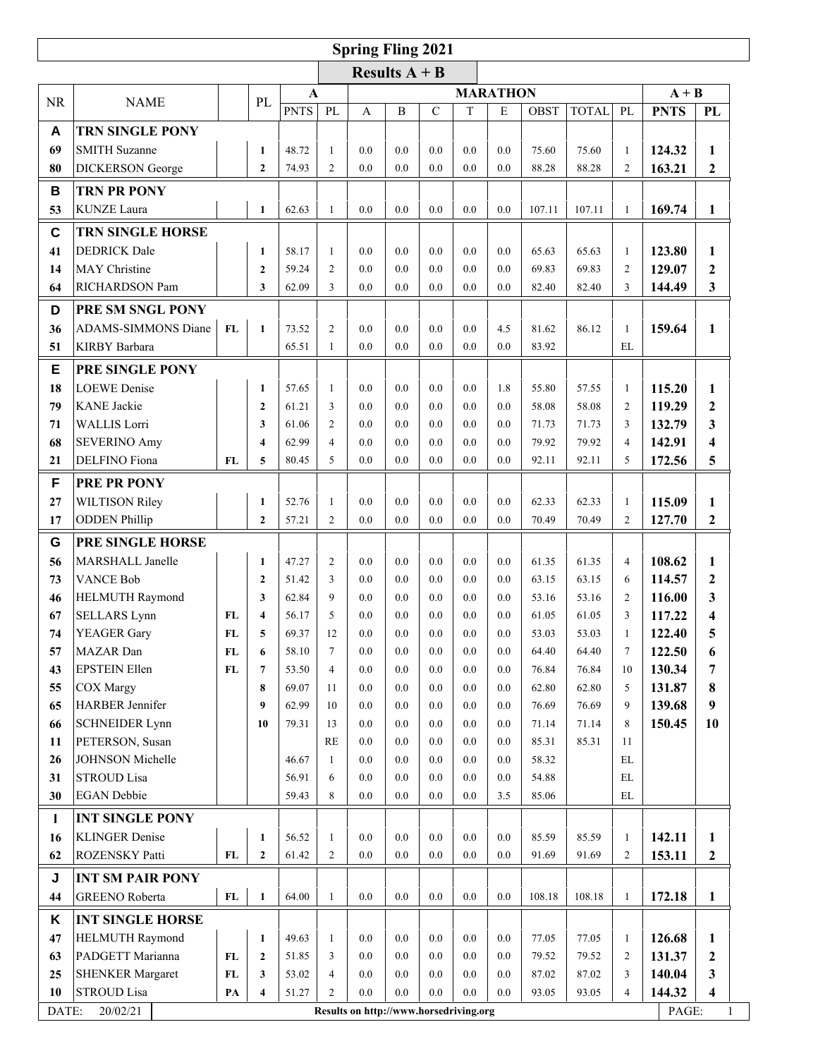# Spring Fling 2021

## Results A + B

| NR | NAME | | PL | A | | MARATHON | | | | | | | | A + B | |
|---|---|---|---|---|---|---|---|---|---|---|---|---|---|---|---|
| | | | | PNTS | PL | A | B | C | T | E | OBST | TOTAL | PL | PNTS | PL |
| **A** | **TRN SINGLE PONY** | | | | | | | | | | | | | | |
| 69 | SMITH Suzanne | | 1 | 48.72 | 1 | 0.0 | 0.0 | 0.0 | 0.0 | 0.0 | 75.60 | 75.60 | 1 | **124.32** | **1** |
| 80 | DICKERSON George | | 2 | 74.93 | 2 | 0.0 | 0.0 | 0.0 | 0.0 | 0.0 | 88.28 | 88.28 | 2 | **163.21** | **2** |
| **B** | **TRN PR PONY** | | | | | | | | | | | | | | |
| 53 | KUNZE Laura | | 1 | 62.63 | 1 | 0.0 | 0.0 | 0.0 | 0.0 | 0.0 | 107.11 | 107.11 | 1 | **169.74** | **1** |
| **C** | **TRN SINGLE HORSE** | | | | | | | | | | | | | | |
| 41 | DEDRICK Dale | | 1 | 58.17 | 1 | 0.0 | 0.0 | 0.0 | 0.0 | 0.0 | 65.63 | 65.63 | 1 | **123.80** | **1** |
| 14 | MAY Christine | | 2 | 59.24 | 2 | 0.0 | 0.0 | 0.0 | 0.0 | 0.0 | 69.83 | 69.83 | 2 | **129.07** | **2** |
| 64 | RICHARDSON Pam | | 3 | 62.09 | 3 | 0.0 | 0.0 | 0.0 | 0.0 | 0.0 | 82.40 | 82.40 | 3 | **144.49** | **3** |
| **D** | **PRE SM SNGL PONY** | | | | | | | | | | | | | | |
| 36 | ADAMS-SIMMONS Diane | FL | 1 | 73.52 | 2 | 0.0 | 0.0 | 0.0 | 0.0 | 4.5 | 81.62 | 86.12 | 1 | **159.64** | **1** |
| 51 | KIRBY Barbara | | | 65.51 | 1 | 0.0 | 0.0 | 0.0 | 0.0 | 0.0 | 83.92 | | EL | | |
| **E** | **PRE SINGLE PONY** | | | | | | | | | | | | | | |
| 18 | LOEWE Denise | | 1 | 57.65 | 1 | 0.0 | 0.0 | 0.0 | 0.0 | 1.8 | 55.80 | 57.55 | 1 | **115.20** | **1** |
| 79 | KANE Jackie | | 2 | 61.21 | 3 | 0.0 | 0.0 | 0.0 | 0.0 | 0.0 | 58.08 | 58.08 | 2 | **119.29** | **2** |
| 71 | WALLIS Lorri | | 3 | 61.06 | 2 | 0.0 | 0.0 | 0.0 | 0.0 | 0.0 | 71.73 | 71.73 | 3 | **132.79** | **3** |
| 68 | SEVERINO Amy | | 4 | 62.99 | 4 | 0.0 | 0.0 | 0.0 | 0.0 | 0.0 | 79.92 | 79.92 | 4 | **142.91** | **4** |
| 21 | DELFINO Fiona | FL | 5 | 80.45 | 5 | 0.0 | 0.0 | 0.0 | 0.0 | 0.0 | 92.11 | 92.11 | 5 | **172.56** | **5** |
| **F** | **PRE PR PONY** | | | | | | | | | | | | | | |
| 27 | WILTISON Riley | | 1 | 52.76 | 1 | 0.0 | 0.0 | 0.0 | 0.0 | 0.0 | 62.33 | 62.33 | 1 | **115.09** | **1** |
| 17 | ODDEN Phillip | | 2 | 57.21 | 2 | 0.0 | 0.0 | 0.0 | 0.0 | 0.0 | 70.49 | 70.49 | 2 | **127.70** | **2** |
| **G** | **PRE SINGLE HORSE** | | | | | | | | | | | | | | |
| 56 | MARSHALL Janelle | | 1 | 47.27 | 2 | 0.0 | 0.0 | 0.0 | 0.0 | 0.0 | 61.35 | 61.35 | 4 | **108.62** | **1** |
| 73 | VANCE Bob | | 2 | 51.42 | 3 | 0.0 | 0.0 | 0.0 | 0.0 | 0.0 | 63.15 | 63.15 | 6 | **114.57** | **2** |
| 46 | HELMUTH Raymond | | 3 | 62.84 | 9 | 0.0 | 0.0 | 0.0 | 0.0 | 0.0 | 53.16 | 53.16 | 2 | **116.00** | **3** |
| 67 | SELLARS Lynn | FL | 4 | 56.17 | 5 | 0.0 | 0.0 | 0.0 | 0.0 | 0.0 | 61.05 | 61.05 | 3 | **117.22** | **4** |
| 74 | YEAGER Gary | FL | 5 | 69.37 | 12 | 0.0 | 0.0 | 0.0 | 0.0 | 0.0 | 53.03 | 53.03 | 1 | **122.40** | **5** |
| 57 | MAZAR Dan | FL | 6 | 58.10 | 7 | 0.0 | 0.0 | 0.0 | 0.0 | 0.0 | 64.40 | 64.40 | 7 | **122.50** | **6** |
| 43 | EPSTEIN Ellen | FL | 7 | 53.50 | 4 | 0.0 | 0.0 | 0.0 | 0.0 | 0.0 | 76.84 | 76.84 | 10 | **130.34** | **7** |
| 55 | COX Margy | | 8 | 69.07 | 11 | 0.0 | 0.0 | 0.0 | 0.0 | 0.0 | 62.80 | 62.80 | 5 | **131.87** | **8** |
| 65 | HARBER Jennifer | | 9 | 62.99 | 10 | 0.0 | 0.0 | 0.0 | 0.0 | 0.0 | 76.69 | 76.69 | 9 | **139.68** | **9** |
| 66 | SCHNEIDER Lynn | | 10 | 79.31 | 13 | 0.0 | 0.0 | 0.0 | 0.0 | 0.0 | 71.14 | 71.14 | 8 | **150.45** | **10** |
| 11 | PETERSON, Susan | | | | RE | 0.0 | 0.0 | 0.0 | 0.0 | 0.0 | 85.31 | 85.31 | 11 | | |
| 26 | JOHNSON Michelle | | | 46.67 | 1 | 0.0 | 0.0 | 0.0 | 0.0 | 0.0 | 58.32 | | EL | | |
| 31 | STROUD Lisa | | | 56.91 | 6 | 0.0 | 0.0 | 0.0 | 0.0 | 0.0 | 54.88 | | EL | | |
| 30 | EGAN Debbie | | | 59.43 | 8 | 0.0 | 0.0 | 0.0 | 0.0 | 3.5 | 85.06 | | EL | | |
| **I** | **INT SINGLE PONY** | | | | | | | | | | | | | | |
| 16 | KLINGER Denise | | 1 | 56.52 | 1 | 0.0 | 0.0 | 0.0 | 0.0 | 0.0 | 85.59 | 85.59 | 1 | **142.11** | **1** |
| 62 | ROZENSKY Patti | FL | 2 | 61.42 | 2 | 0.0 | 0.0 | 0.0 | 0.0 | 0.0 | 91.69 | 91.69 | 2 | **153.11** | **2** |
| **J** | **INT SM PAIR PONY** | | | | | | | | | | | | | | |
| 44 | GREENO Roberta | FL | 1 | 64.00 | 1 | 0.0 | 0.0 | 0.0 | 0.0 | 0.0 | 108.18 | 108.18 | 1 | **172.18** | **1** |
| **K** | **INT SINGLE HORSE** | | | | | | | | | | | | | | |
| 47 | HELMUTH Raymond | | 1 | 49.63 | 1 | 0.0 | 0.0 | 0.0 | 0.0 | 0.0 | 77.05 | 77.05 | 1 | **126.68** | **1** |
| 63 | PADGETT Marianna | FL | 2 | 51.85 | 3 | 0.0 | 0.0 | 0.0 | 0.0 | 0.0 | 79.52 | 79.52 | 2 | **131.37** | **2** |
| 25 | SHENKER Margaret | FL | 3 | 53.02 | 4 | 0.0 | 0.0 | 0.0 | 0.0 | 0.0 | 87.02 | 87.02 | 3 | **140.04** | **3** |
| 10 | STROUD Lisa | PA | 4 | 51.27 | 2 | 0.0 | 0.0 | 0.0 | 0.0 | 0.0 | 93.05 | 93.05 | 4 | **144.32** | **4** |

DATE: 20/02/21 — Results on http://www.horsedriving.org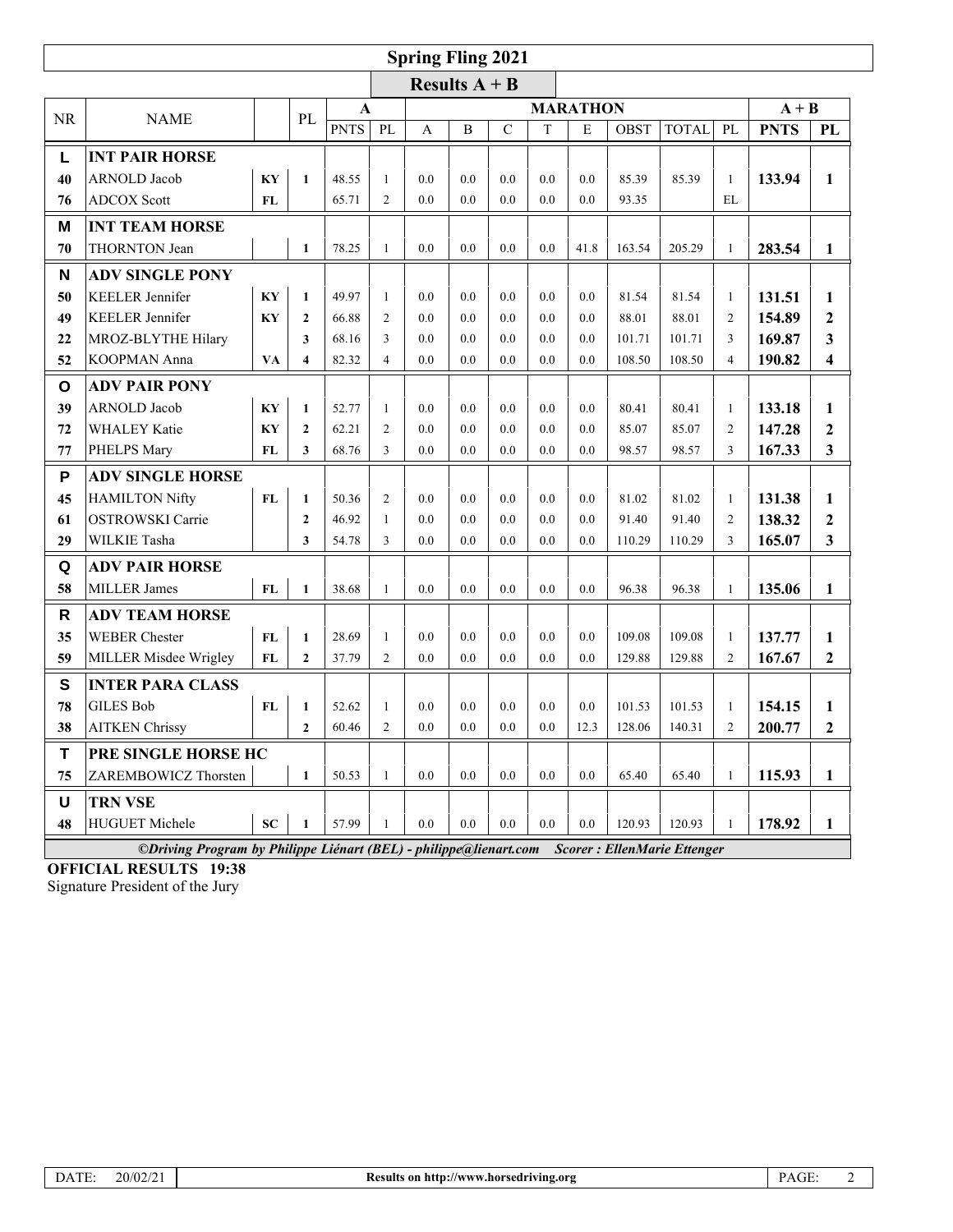# Spring Fling 2021

## Results A + B

| NR | NAME | | PL | A | | MARATHON | | | | | | | | A + B | |
|---|---|---|---|---|---|---|---|---|---|---|---|---|---|---|---|
| | | | | PNTS | PL | A | B | C | T | E | OBST | TOTAL | PL | PNTS | PL |
| **L** | **INT PAIR HORSE** | | | | | | | | | | | | | | |
| 40 | ARNOLD Jacob | KY | 1 | 48.55 | 1 | 0.0 | 0.0 | 0.0 | 0.0 | 0.0 | 85.39 | 85.39 | 1 | **133.94** | **1** |
| 76 | ADCOX Scott | FL | | 65.71 | 2 | 0.0 | 0.0 | 0.0 | 0.0 | 0.0 | 93.35 | | EL | | |
| **M** | **INT TEAM HORSE** | | | | | | | | | | | | | | |
| 70 | THORNTON Jean | | 1 | 78.25 | 1 | 0.0 | 0.0 | 0.0 | 0.0 | 41.8 | 163.54 | 205.29 | 1 | **283.54** | **1** |
| **N** | **ADV SINGLE PONY** | | | | | | | | | | | | | | |
| 50 | KEELER Jennifer | KY | 1 | 49.97 | 1 | 0.0 | 0.0 | 0.0 | 0.0 | 0.0 | 81.54 | 81.54 | 1 | **131.51** | **1** |
| 49 | KEELER Jennifer | KY | 2 | 66.88 | 2 | 0.0 | 0.0 | 0.0 | 0.0 | 0.0 | 88.01 | 88.01 | 2 | **154.89** | **2** |
| 22 | MROZ-BLYTHE Hilary | | 3 | 68.16 | 3 | 0.0 | 0.0 | 0.0 | 0.0 | 0.0 | 101.71 | 101.71 | 3 | **169.87** | **3** |
| 52 | KOOPMAN Anna | VA | 4 | 82.32 | 4 | 0.0 | 0.0 | 0.0 | 0.0 | 0.0 | 108.50 | 108.50 | 4 | **190.82** | **4** |
| **O** | **ADV PAIR PONY** | | | | | | | | | | | | | | |
| 39 | ARNOLD Jacob | KY | 1 | 52.77 | 1 | 0.0 | 0.0 | 0.0 | 0.0 | 0.0 | 80.41 | 80.41 | 1 | **133.18** | **1** |
| 72 | WHALEY Katie | KY | 2 | 62.21 | 2 | 0.0 | 0.0 | 0.0 | 0.0 | 0.0 | 85.07 | 85.07 | 2 | **147.28** | **2** |
| 77 | PHELPS Mary | FL | 3 | 68.76 | 3 | 0.0 | 0.0 | 0.0 | 0.0 | 0.0 | 98.57 | 98.57 | 3 | **167.33** | **3** |
| **P** | **ADV SINGLE HORSE** | | | | | | | | | | | | | | |
| 45 | HAMILTON Nifty | FL | 1 | 50.36 | 2 | 0.0 | 0.0 | 0.0 | 0.0 | 0.0 | 81.02 | 81.02 | 1 | **131.38** | **1** |
| 61 | OSTROWSKI Carrie | | 2 | 46.92 | 1 | 0.0 | 0.0 | 0.0 | 0.0 | 0.0 | 91.40 | 91.40 | 2 | **138.32** | **2** |
| 29 | WILKIE Tasha | | 3 | 54.78 | 3 | 0.0 | 0.0 | 0.0 | 0.0 | 0.0 | 110.29 | 110.29 | 3 | **165.07** | **3** |
| **Q** | **ADV PAIR HORSE** | | | | | | | | | | | | | | |
| 58 | MILLER James | FL | 1 | 38.68 | 1 | 0.0 | 0.0 | 0.0 | 0.0 | 0.0 | 96.38 | 96.38 | 1 | **135.06** | **1** |
| **R** | **ADV TEAM HORSE** | | | | | | | | | | | | | | |
| 35 | WEBER Chester | FL | 1 | 28.69 | 1 | 0.0 | 0.0 | 0.0 | 0.0 | 0.0 | 109.08 | 109.08 | 1 | **137.77** | **1** |
| 59 | MILLER Misdee Wrigley | FL | 2 | 37.79 | 2 | 0.0 | 0.0 | 0.0 | 0.0 | 0.0 | 129.88 | 129.88 | 2 | **167.67** | **2** |
| **S** | **INTER PARA CLASS** | | | | | | | | | | | | | | |
| 78 | GILES Bob | FL | 1 | 52.62 | 1 | 0.0 | 0.0 | 0.0 | 0.0 | 0.0 | 101.53 | 101.53 | 1 | **154.15** | **1** |
| 38 | AITKEN Chrissy | | 2 | 60.46 | 2 | 0.0 | 0.0 | 0.0 | 0.0 | 12.3 | 128.06 | 140.31 | 2 | **200.77** | **2** |
| **T** | **PRE SINGLE HORSE HC** | | | | | | | | | | | | | | |
| 75 | ZAREMBOWICZ Thorsten | | 1 | 50.53 | 1 | 0.0 | 0.0 | 0.0 | 0.0 | 0.0 | 65.40 | 65.40 | 1 | **115.93** | **1** |
| **U** | **TRN VSE** | | | | | | | | | | | | | | |
| 48 | HUGUET Michele | SC | 1 | 57.99 | 1 | 0.0 | 0.0 | 0.0 | 0.0 | 0.0 | 120.93 | 120.93 | 1 | **178.92** | **1** |

*©Driving Program by Philippe Liénart (BEL) - philippe@lienart.com     Scorer : EllenMarie Ettenger*

**OFFICIAL RESULTS 19:38**

Signature President of the Jury

DATE: 20/02/21 — **Results on http://www.horsedriving.org**